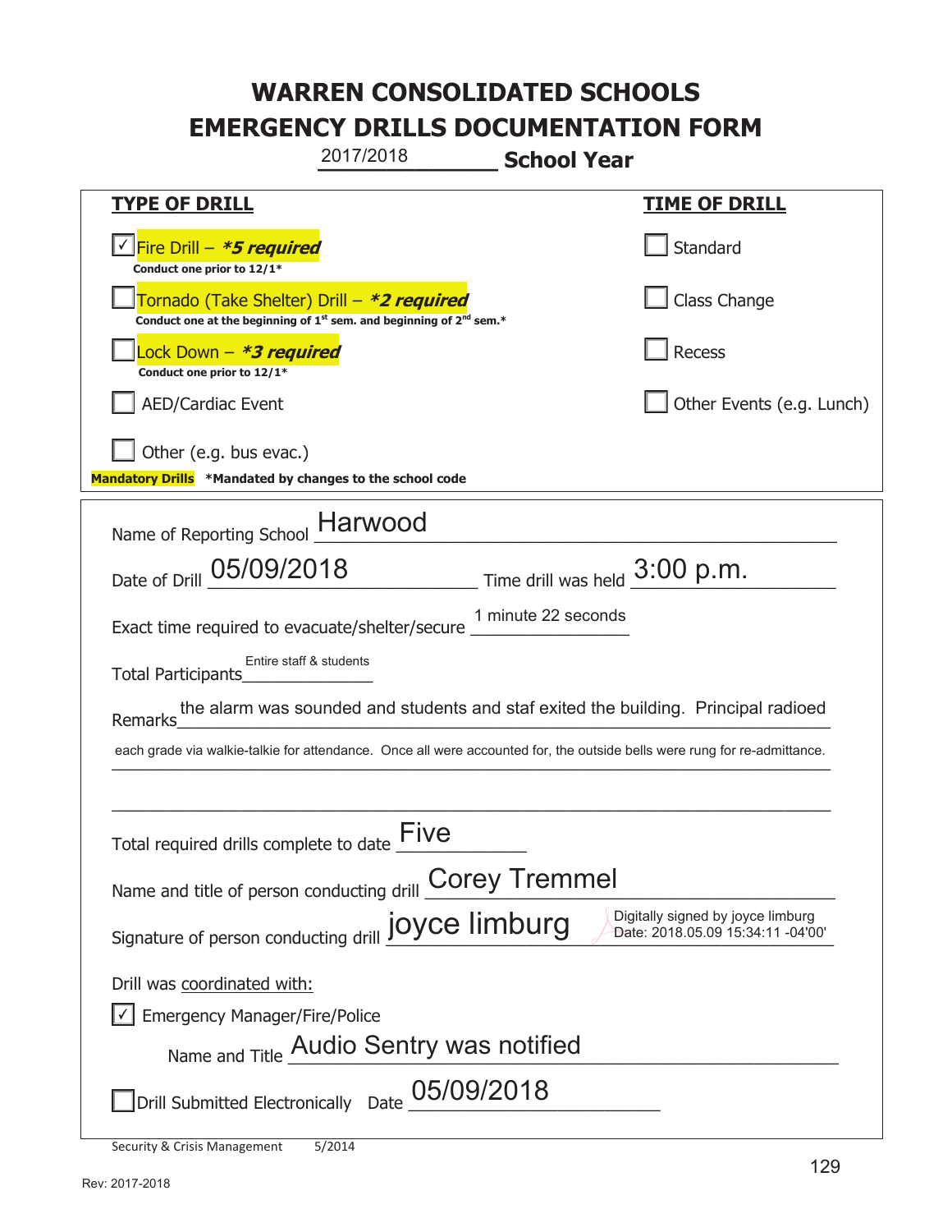# WARREN CONSOLIDATED SCHOOLS
# EMERGENCY DRILLS DOCUMENTATION FORM

2017/2018 **School Year**

| **TYPE OF DRILL** | **TIME OF DRILL** |
|---|---|
| ☑ Fire Drill – ***5 required*** <br> **Conduct one prior to 12/1*** | ☐ Standard |
| ☐ Tornado (Take Shelter) Drill – ***2 required*** <br> **Conduct one at the beginning of 1st sem. and beginning of 2nd sem.*** | ☐ Class Change |
| ☐ Lock Down – ***3 required*** <br> **Conduct one prior to 12/1*** | ☐ Recess |
| ☐ AED/Cardiac Event | ☐ Other Events (e.g. Lunch) |
| ☐ Other (e.g. bus evac.) | |

**Mandatory Drills** **\*Mandated by changes to the school code**

Name of Reporting School: Harwood

Date of Drill: 05/09/2018 Time drill was held: 3:00 p.m.

Exact time required to evacuate/shelter/secure: 1 minute 22 seconds

Total Participants: Entire staff & students

Remarks: the alarm was sounded and students and staf exited the building. Principal radioed each grade via walkie-talkie for attendance. Once all were accounted for, the outside bells were rung for re-admittance.

Total required drills complete to date: Five

Name and title of person conducting drill: Corey Tremmel

Signature of person conducting drill: joyce limburg (Digitally signed by joyce limburg Date: 2018.05.09 15:34:11 -04'00')

Drill was coordinated with:

☑ Emergency Manager/Fire/Police

Name and Title: Audio Sentry was notified

☐ Drill Submitted Electronically Date: 05/09/2018

Security & Crisis Management 5/2014

Rev: 2017-2018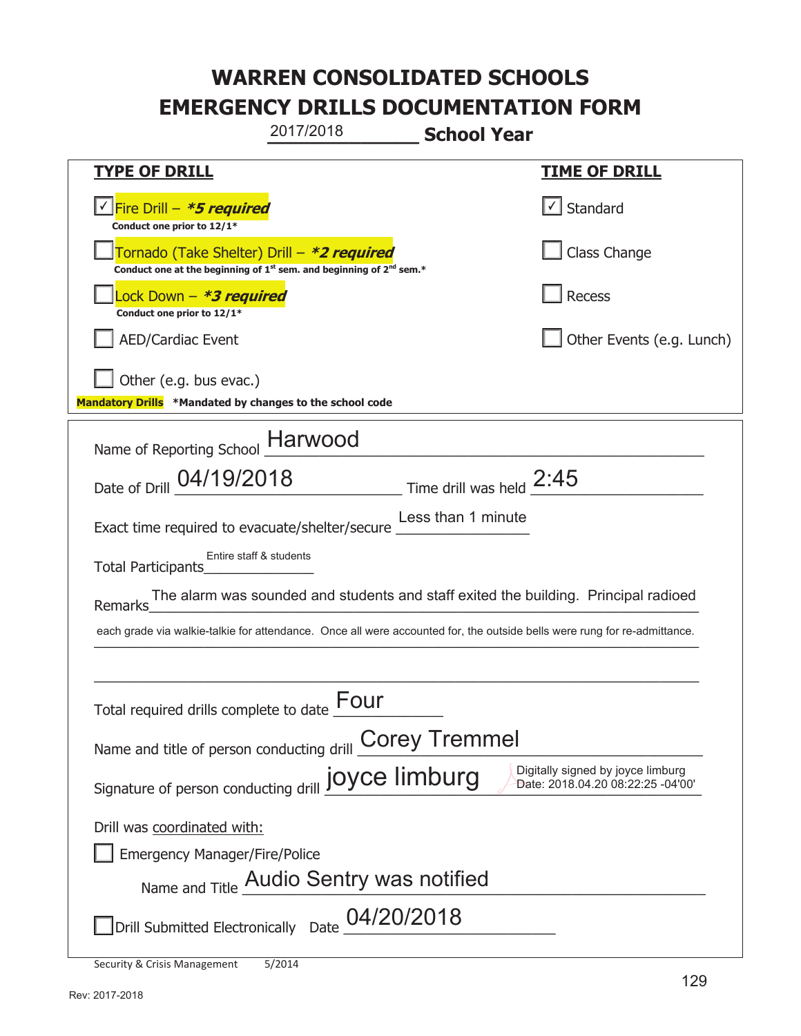# WARREN CONSOLIDATED SCHOOLS
# EMERGENCY DRILLS DOCUMENTATION FORM

2017/2018 **School Year**

| **TYPE OF DRILL** | **TIME OF DRILL** |
|---|---|
| ☑ Fire Drill – ***5 required*** <br> **Conduct one prior to 12/1*** | ☑ Standard |
| ☐ Tornado (Take Shelter) Drill – ***2 required*** <br> **Conduct one at the beginning of 1st sem. and beginning of 2nd sem.*** | ☐ Class Change |
| ☐ Lock Down – ***3 required*** <br> **Conduct one prior to 12/1*** | ☐ Recess |
| ☐ AED/Cardiac Event | ☐ Other Events (e.g. Lunch) |
| ☐ Other (e.g. bus evac.) | |

**Mandatory Drills** ***Mandated by changes to the school code**

Name of Reporting School: Harwood

Date of Drill: 04/19/2018 Time drill was held: 2:45

Exact time required to evacuate/shelter/secure: Less than 1 minute

Total Participants: Entire staff & students

Remarks: The alarm was sounded and students and staff exited the building. Principal radioed each grade via walkie-talkie for attendance. Once all were accounted for, the outside bells were rung for re-admittance.

Total required drills complete to date: Four

Name and title of person conducting drill: Corey Tremmel

Signature of person conducting drill: joyce limburg (Digitally signed by joyce limburg Date: 2018.04.20 08:22:25 -04'00')

Drill was coordinated with:

☐ Emergency Manager/Fire/Police

Name and Title: Audio Sentry was notified

☐ Drill Submitted Electronically Date: 04/20/2018

Security & Crisis Management 5/2014

Rev: 2017-2018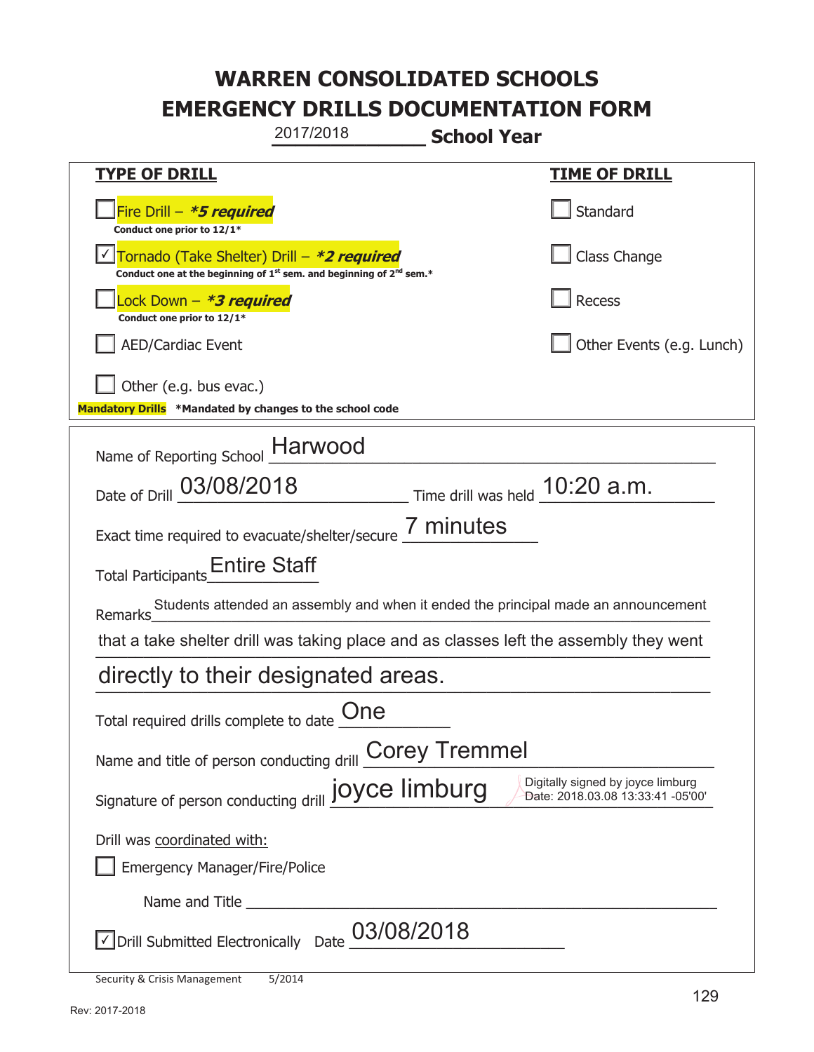# WARREN CONSOLIDATED SCHOOLS
# EMERGENCY DRILLS DOCUMENTATION FORM

2017/2018 **School Year**

| **TYPE OF DRILL** | **TIME OF DRILL** |
|---|---|
| ☐ Fire Drill – ***5 required*** <br> **Conduct one prior to 12/1*** | ☐ Standard |
| ☑ Tornado (Take Shelter) Drill – ***2 required*** <br> **Conduct one at the beginning of 1st sem. and beginning of 2nd sem.*** | ☐ Class Change |
| ☐ Lock Down – ***3 required*** <br> **Conduct one prior to 12/1*** | ☐ Recess |
| ☐ AED/Cardiac Event | ☐ Other Events (e.g. Lunch) |
| ☐ Other (e.g. bus evac.) | |

**Mandatory Drills** **\*Mandated by changes to the school code**

Name of Reporting School: Harwood

Date of Drill: 03/08/2018 Time drill was held: 10:20 a.m.

Exact time required to evacuate/shelter/secure: 7 minutes

Total Participants: Entire Staff

Remarks: Students attended an assembly and when it ended the principal made an announcement that a take shelter drill was taking place and as classes left the assembly they went directly to their designated areas.

Total required drills complete to date: One

Name and title of person conducting drill: Corey Tremmel

Signature of person conducting drill: joyce limburg (Digitally signed by joyce limburg Date: 2018.03.08 13:33:41 -05'00')

Drill was coordinated with:

☐ Emergency Manager/Fire/Police

Name and Title ______________________

☑ Drill Submitted Electronically Date: 03/08/2018

Security & Crisis Management 5/2014

Rev: 2017-2018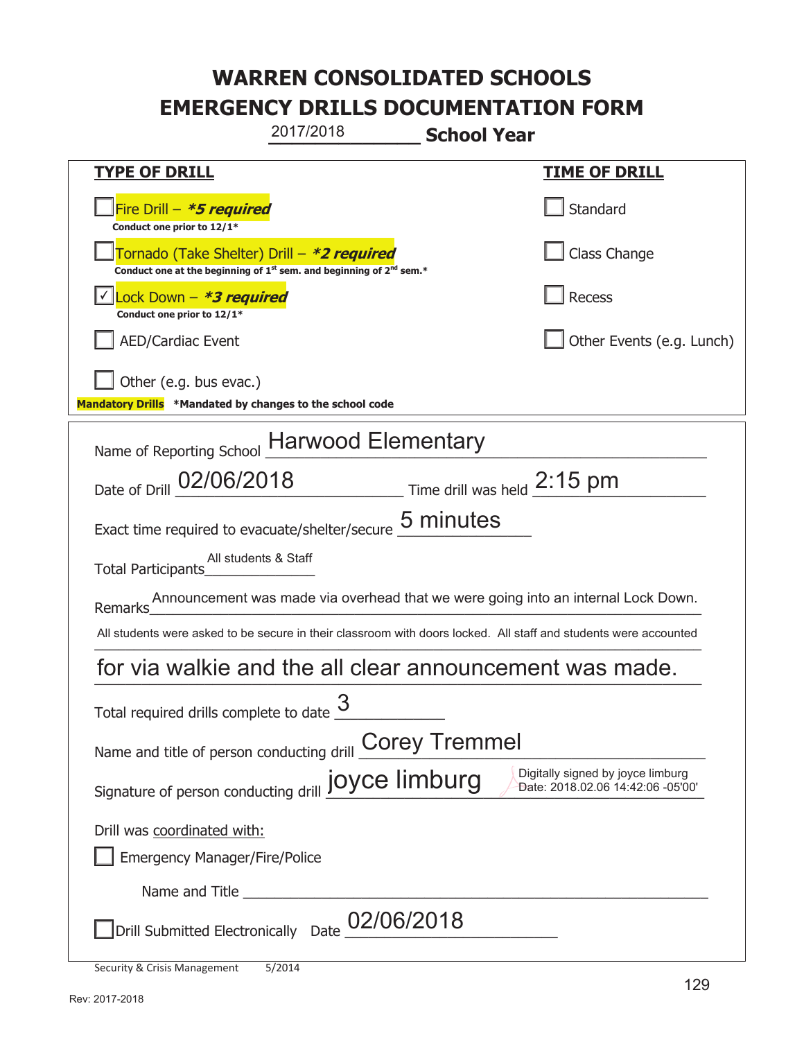# WARREN CONSOLIDATED SCHOOLS
# EMERGENCY DRILLS DOCUMENTATION FORM

2017/2018 **School Year**

| **TYPE OF DRILL** | **TIME OF DRILL** |
|---|---|
| ☐ Fire Drill – ***\*5 required*** <br> **Conduct one prior to 12/1\*** | ☐ Standard |
| ☐ Tornado (Take Shelter) Drill – ***\*2 required*** <br> **Conduct one at the beginning of 1st sem. and beginning of 2nd sem.\*** | ☐ Class Change |
| ☑ Lock Down – ***\*3 required*** <br> **Conduct one prior to 12/1\*** | ☐ Recess |
| ☐ AED/Cardiac Event | ☐ Other Events (e.g. Lunch) |
| ☐ Other (e.g. bus evac.) | |

**Mandatory Drills** **\*Mandated by changes to the school code**

Name of Reporting School: Harwood Elementary

Date of Drill: 02/06/2018 Time drill was held: 2:15 pm

Exact time required to evacuate/shelter/secure: 5 minutes

Total Participants: All students & Staff

Remarks: Announcement was made via overhead that we were going into an internal Lock Down. All students were asked to be secure in their classroom with doors locked. All staff and students were accounted for via walkie and the all clear announcement was made.

Total required drills complete to date: 3

Name and title of person conducting drill: Corey Tremmel

Signature of person conducting drill: joyce limburg (Digitally signed by joyce limburg Date: 2018.02.06 14:42:06 -05'00')

Drill was coordinated with:

☐ Emergency Manager/Fire/Police

Name and Title ______________________

☐ Drill Submitted Electronically Date: 02/06/2018

Security & Crisis Management 5/2014

Rev: 2017-2018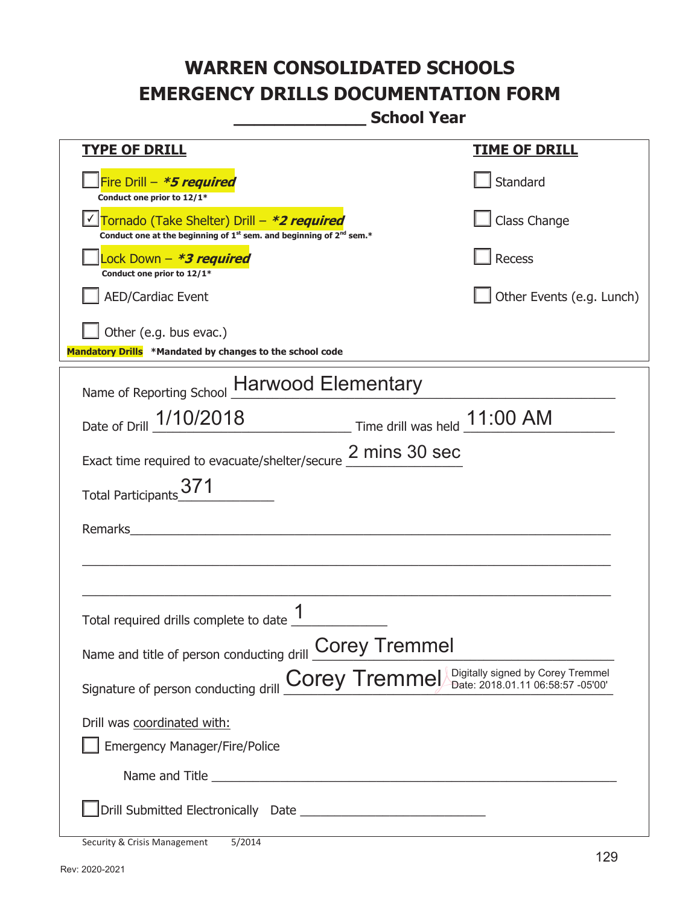# WARREN CONSOLIDATED SCHOOLS
# EMERGENCY DRILLS DOCUMENTATION FORM
## ______________ School Year

| **TYPE OF DRILL** | **TIME OF DRILL** |
|---|---|
| ☐ Fire Drill – ***5 required*** <br> **Conduct one prior to 12/1*** | ☐ Standard |
| ☑ Tornado (Take Shelter) Drill – ***2 required*** <br> **Conduct one at the beginning of 1st sem. and beginning of 2nd sem.*** | ☐ Class Change |
| ☐ Lock Down – ***3 required*** <br> **Conduct one prior to 12/1*** | ☐ Recess |
| ☐ AED/Cardiac Event | ☐ Other Events (e.g. Lunch) |
| ☐ Other (e.g. bus evac.) | |

**Mandatory Drills** ***Mandated by changes to the school code**

Name of Reporting School: Harwood Elementary

Date of Drill: 1/10/2018 Time drill was held: 11:00 AM

Exact time required to evacuate/shelter/secure: 2 mins 30 sec

Total Participants: 371

Remarks: ______________________________________________

______________________________________________

______________________________________________

Total required drills complete to date: 1

Name and title of person conducting drill: Corey Tremmel

Signature of person conducting drill: Corey Tremmel Digitally signed by Corey Tremmel Date: 2018.01.11 06:58:57 -05'00'

Drill was coordinated with:

☐ Emergency Manager/Fire/Police

Name and Title ______________________________________________

☐ Drill Submitted Electronically Date ____________________________

Security & Crisis Management 5/2014

Rev: 2020-2021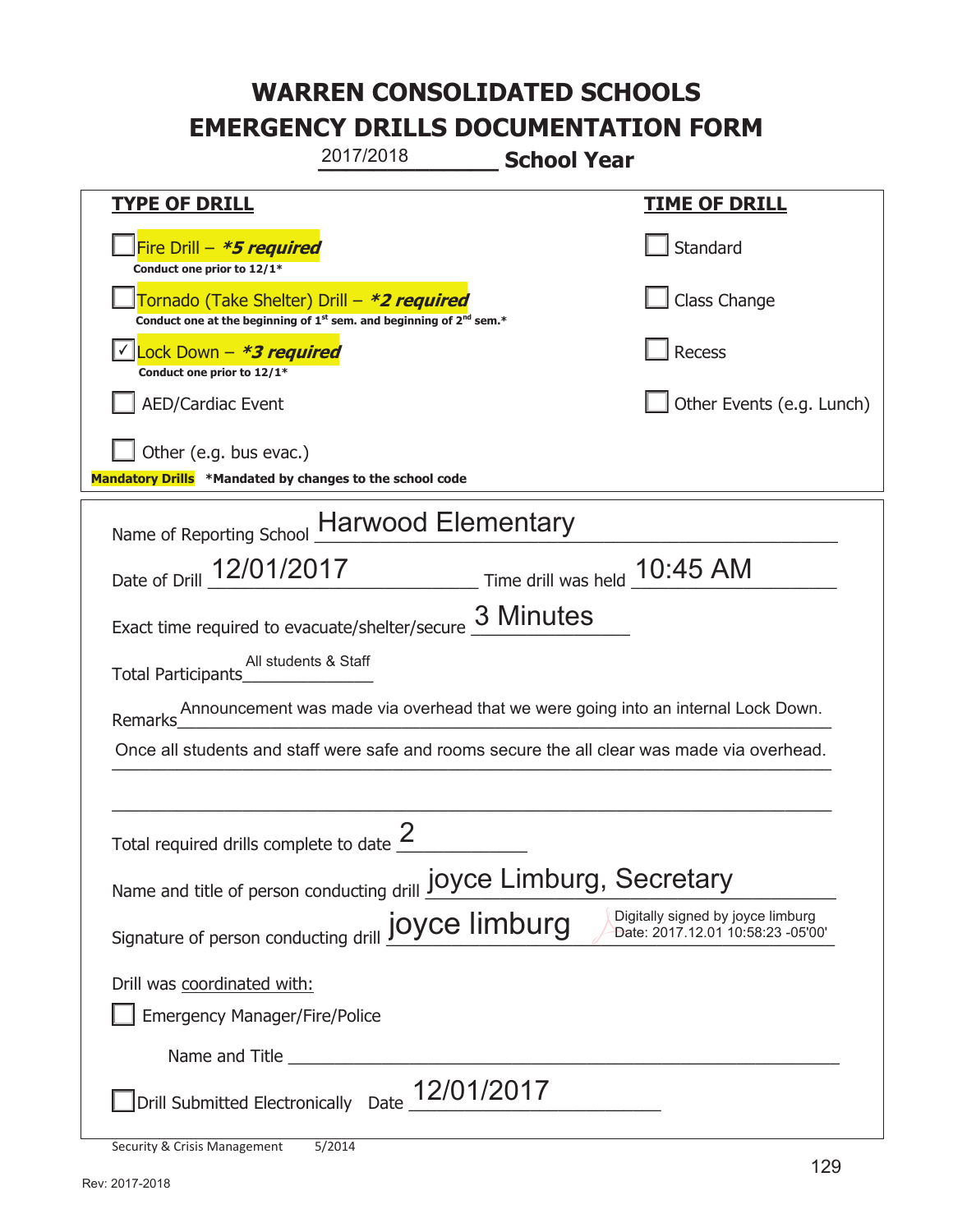# WARREN CONSOLIDATED SCHOOLS
# EMERGENCY DRILLS DOCUMENTATION FORM

2017/2018 **School Year**

| **TYPE OF DRILL** | **TIME OF DRILL** |
|---|---|
| ☐ Fire Drill – ***5 required*** <br> **Conduct one prior to 12/1*** | ☐ Standard |
| ☐ Tornado (Take Shelter) Drill – ***2 required*** <br> **Conduct one at the beginning of 1st sem. and beginning of 2nd sem.*** | ☐ Class Change |
| ☑ Lock Down – ***3 required*** <br> **Conduct one prior to 12/1*** | ☐ Recess |
| ☐ AED/Cardiac Event | ☐ Other Events (e.g. Lunch) |
| ☐ Other (e.g. bus evac.) | |

**Mandatory Drills** ***Mandated by changes to the school code**

Name of Reporting School: Harwood Elementary

Date of Drill: 12/01/2017 Time drill was held: 10:45 AM

Exact time required to evacuate/shelter/secure: 3 Minutes

Total Participants: All students & Staff

Remarks: Announcement was made via overhead that we were going into an internal Lock Down. Once all students and staff were safe and rooms secure the all clear was made via overhead.

Total required drills complete to date: 2

Name and title of person conducting drill: joyce Limburg, Secretary

Signature of person conducting drill: joyce limburg — Digitally signed by joyce limburg Date: 2017.12.01 10:58:23 -05'00'

Drill was coordinated with:

☐ Emergency Manager/Fire/Police

Name and Title ______________________

☐ Drill Submitted Electronically Date: 12/01/2017

Security & Crisis Management 5/2014

Rev: 2017-2018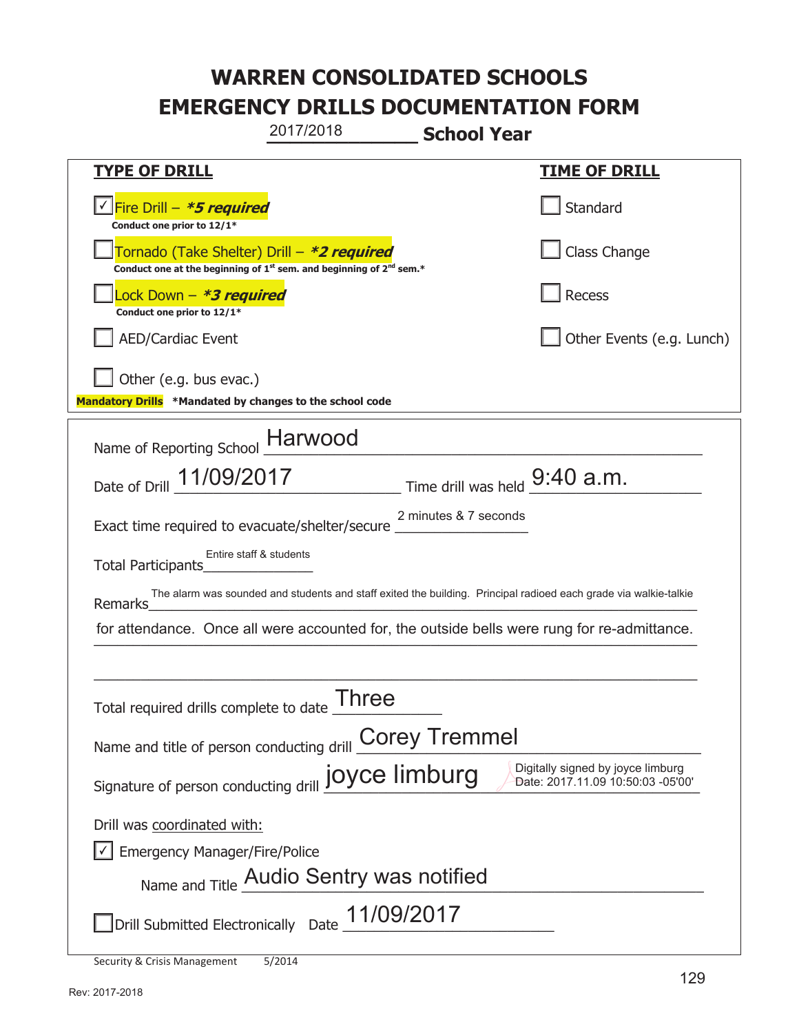# WARREN CONSOLIDATED SCHOOLS
# EMERGENCY DRILLS DOCUMENTATION FORM

2017/2018 **School Year**

| **TYPE OF DRILL** | **TIME OF DRILL** |
| --- | --- |
| ☑ Fire Drill – ***5 required*** <br> **Conduct one prior to 12/1*** | ☐ Standard |
| ☐ Tornado (Take Shelter) Drill – ***2 required*** <br> **Conduct one at the beginning of 1st sem. and beginning of 2nd sem.*** | ☐ Class Change |
| ☐ Lock Down – ***3 required*** <br> **Conduct one prior to 12/1*** | ☐ Recess |
| ☐ AED/Cardiac Event | ☐ Other Events (e.g. Lunch) |
| ☐ Other (e.g. bus evac.) | |

**Mandatory Drills** ***Mandated by changes to the school code**

Name of Reporting School: Harwood

Date of Drill: 11/09/2017 Time drill was held: 9:40 a.m.

Exact time required to evacuate/shelter/secure: 2 minutes & 7 seconds

Total Participants: Entire staff & students

Remarks: The alarm was sounded and students and staff exited the building. Principal radioed each grade via walkie-talkie for attendance. Once all were accounted for, the outside bells were rung for re-admittance.

Total required drills complete to date: Three

Name and title of person conducting drill: Corey Tremmel

Signature of person conducting drill: joyce limburg (Digitally signed by joyce limburg Date: 2017.11.09 10:50:03 -05'00')

Drill was coordinated with:

☑ Emergency Manager/Fire/Police

Name and Title: Audio Sentry was notified

☐ Drill Submitted Electronically Date: 11/09/2017

Security & Crisis Management 5/2014

Rev: 2017-2018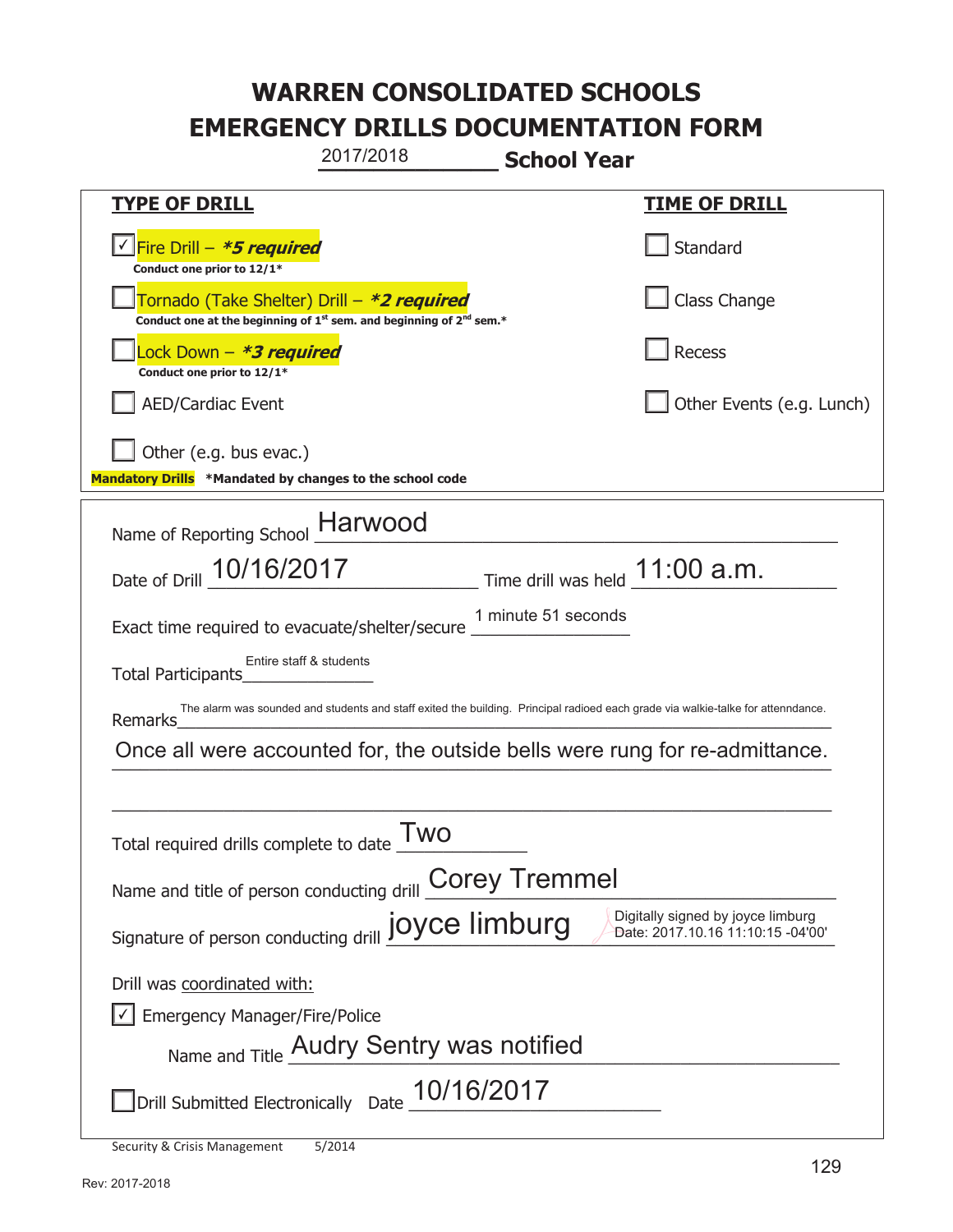# WARREN CONSOLIDATED SCHOOLS
# EMERGENCY DRILLS DOCUMENTATION FORM

2017/2018 **School Year**

| **TYPE OF DRILL** | **TIME OF DRILL** |
|---|---|
| ☑ Fire Drill – ***5 required*** <br> **Conduct one prior to 12/1*** | ☐ Standard |
| ☐ Tornado (Take Shelter) Drill – ***2 required*** <br> **Conduct one at the beginning of 1st sem. and beginning of 2nd sem.*** | ☐ Class Change |
| ☐ Lock Down – ***3 required*** <br> **Conduct one prior to 12/1*** | ☐ Recess |
| ☐ AED/Cardiac Event | ☐ Other Events (e.g. Lunch) |
| ☐ Other (e.g. bus evac.) | |

**Mandatory Drills** **\*Mandated by changes to the school code**

Name of Reporting School: Harwood

Date of Drill: 10/16/2017  Time drill was held: 11:00 a.m.

Exact time required to evacuate/shelter/secure: 1 minute 51 seconds

Total Participants: Entire staff & students

Remarks: The alarm was sounded and students and staff exited the building. Principal radioed each grade via walkie-talke for attenndance. Once all were accounted for, the outside bells were rung for re-admittance.

Total required drills complete to date: Two

Name and title of person conducting drill: Corey Tremmel

Signature of person conducting drill: joyce limburg (Digitally signed by joyce limburg Date: 2017.10.16 11:10:15 -04'00')

Drill was coordinated with:

☑ Emergency Manager/Fire/Police

Name and Title: Audry Sentry was notified

☐ Drill Submitted Electronically  Date: 10/16/2017

Security & Crisis Management 5/2014

Rev: 2017-2018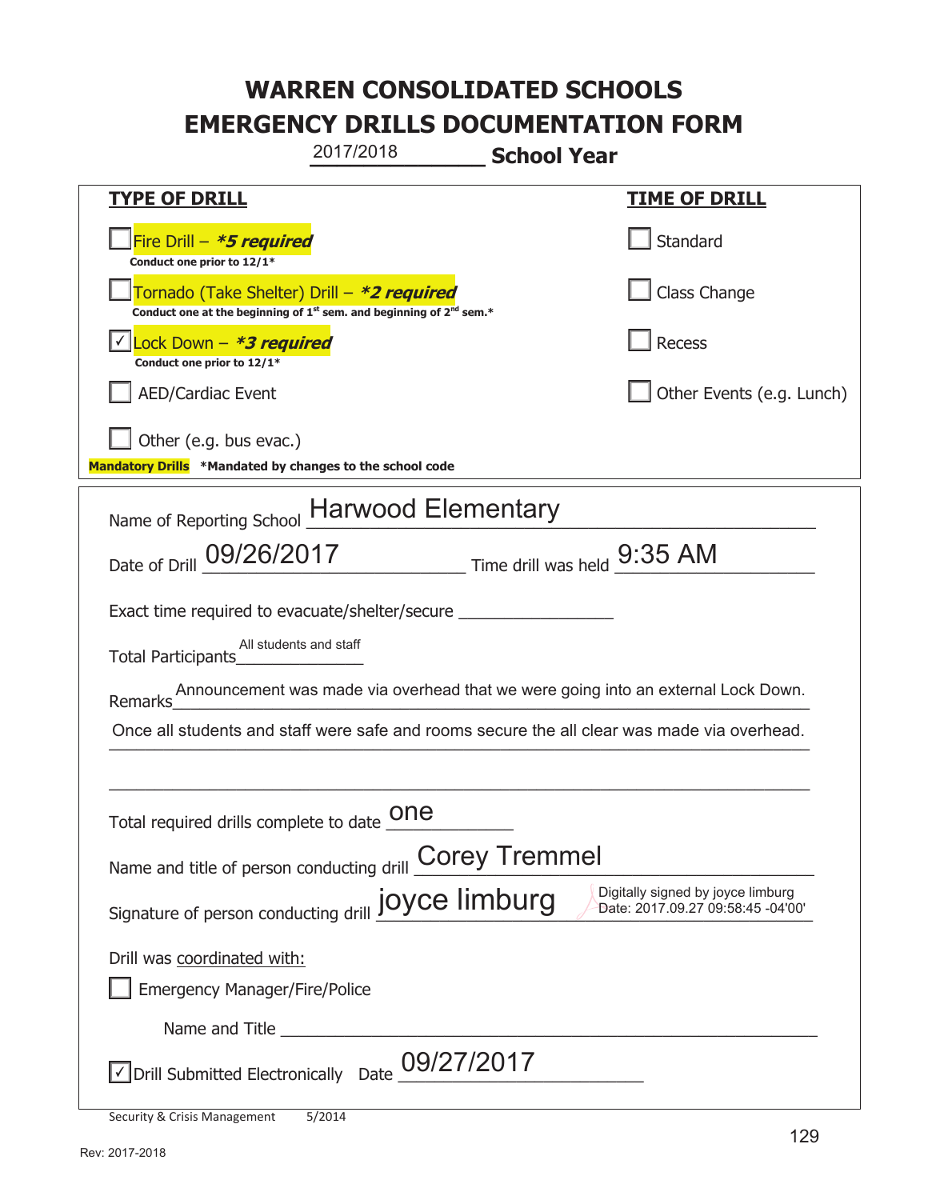# WARREN CONSOLIDATED SCHOOLS
# EMERGENCY DRILLS DOCUMENTATION FORM

2017/2018 **School Year**

| **TYPE OF DRILL** | **TIME OF DRILL** |
|---|---|
| ☐ Fire Drill – ***\*5 required*** <br> **Conduct one prior to 12/1\*** | ☐ Standard |
| ☐ Tornado (Take Shelter) Drill – ***\*2 required*** <br> **Conduct one at the beginning of 1st sem. and beginning of 2nd sem.\*** | ☐ Class Change |
| ☑ Lock Down – ***\*3 required*** <br> **Conduct one prior to 12/1\*** | ☐ Recess |
| ☐ AED/Cardiac Event | ☐ Other Events (e.g. Lunch) |
| ☐ Other (e.g. bus evac.) | |

**Mandatory Drills** **\*Mandated by changes to the school code**

Name of Reporting School: Harwood Elementary

Date of Drill: 09/26/2017 Time drill was held: 9:35 AM

Exact time required to evacuate/shelter/secure: ________________

Total Participants: All students and staff

Remarks: Announcement was made via overhead that we were going into an external Lock Down. Once all students and staff were safe and rooms secure the all clear was made via overhead.

Total required drills complete to date: one

Name and title of person conducting drill: Corey Tremmel

Signature of person conducting drill: joyce limburg (Digitally signed by joyce limburg Date: 2017.09.27 09:58:45 -04'00')

Drill was coordinated with:

☐ Emergency Manager/Fire/Police

Name and Title ________________________________

☑ Drill Submitted Electronically Date: 09/27/2017

Security & Crisis Management 5/2014

Rev: 2017-2018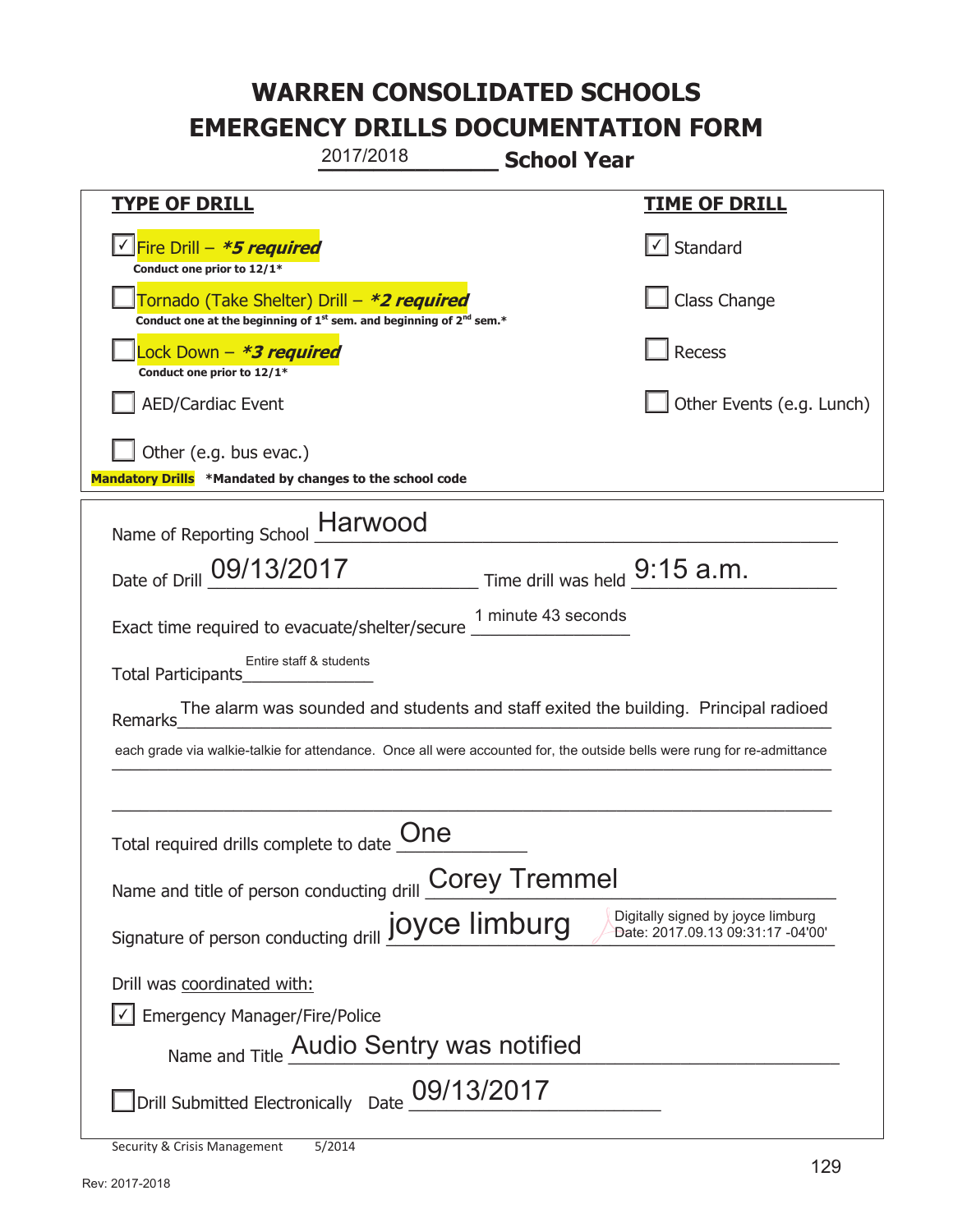# WARREN CONSOLIDATED SCHOOLS
# EMERGENCY DRILLS DOCUMENTATION FORM

2017/2018 **School Year**

| **TYPE OF DRILL** | **TIME OF DRILL** |
|---|---|
| ☑ Fire Drill – ***5 required*** <br> **Conduct one prior to 12/1*** | ☑ Standard |
| ☐ Tornado (Take Shelter) Drill – ***2 required*** <br> **Conduct one at the beginning of 1st sem. and beginning of 2nd sem.*** | ☐ Class Change |
| ☐ Lock Down – ***3 required*** <br> **Conduct one prior to 12/1*** | ☐ Recess |
| ☐ AED/Cardiac Event | ☐ Other Events (e.g. Lunch) |
| ☐ Other (e.g. bus evac.) | |

**Mandatory Drills** **\*Mandated by changes to the school code**

Name of Reporting School: Harwood

Date of Drill: 09/13/2017 Time drill was held: 9:15 a.m.

Exact time required to evacuate/shelter/secure: 1 minute 43 seconds

Total Participants: Entire staff & students

Remarks: The alarm was sounded and students and staff exited the building. Principal radioed each grade via walkie-talkie for attendance. Once all were accounted for, the outside bells were rung for re-admittance

Total required drills complete to date: One

Name and title of person conducting drill: Corey Tremmel

Signature of person conducting drill: joyce limburg (Digitally signed by joyce limburg Date: 2017.09.13 09:31:17 -04'00')

Drill was coordinated with:

☑ Emergency Manager/Fire/Police

Name and Title: Audio Sentry was notified

☐ Drill Submitted Electronically Date: 09/13/2017

Security & Crisis Management 5/2014

Rev: 2017-2018